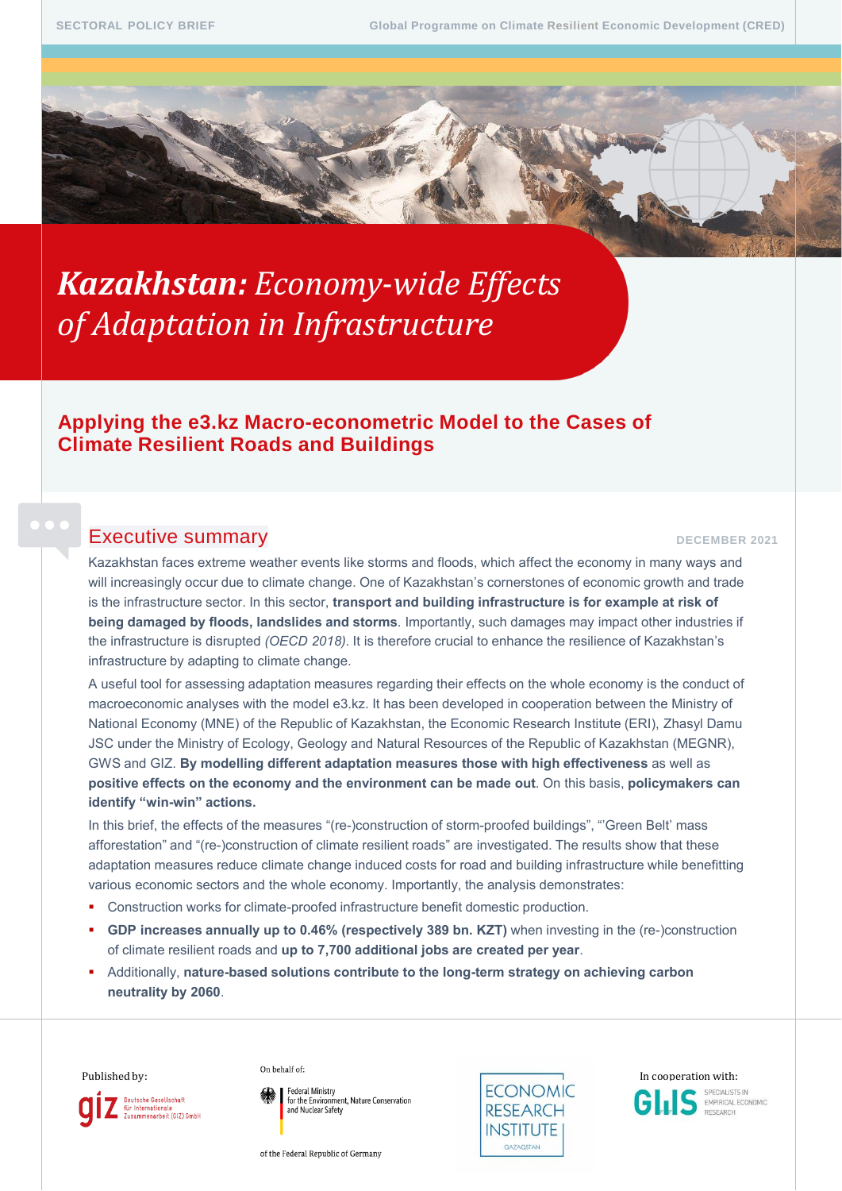SECTORAL POLICY BRIEF

Global Programme on Climate Resilient Economic Development (CRED)

# ***Kazakhstan:*** *Economy-wide Effects of Adaptation in Infrastructure*

## Applying the e3.kz Macro-econometric Model to the Cases of Climate Resilient Roads and Buildings

## Executive summary

DECEMBER 2021

Kazakhstan faces extreme weather events like storms and floods, which affect the economy in many ways and will increasingly occur due to climate change. One of Kazakhstan's cornerstones of economic growth and trade is the infrastructure sector. In this sector, **transport and building infrastructure is for example at risk of being damaged by floods, landslides and storms**. Importantly, such damages may impact other industries if the infrastructure is disrupted *(OECD 2018)*. It is therefore crucial to enhance the resilience of Kazakhstan's infrastructure by adapting to climate change.

A useful tool for assessing adaptation measures regarding their effects on the whole economy is the conduct of macroeconomic analyses with the model e3.kz. It has been developed in cooperation between the Ministry of National Economy (MNE) of the Republic of Kazakhstan, the Economic Research Institute (ERI), Zhasyl Damu JSC under the Ministry of Ecology, Geology and Natural Resources of the Republic of Kazakhstan (MEGNR), GWS and GIZ. **By modelling different adaptation measures those with high effectiveness** as well as **positive effects on the economy and the environment can be made out**. On this basis, **policymakers can identify "win-win" actions.**

In this brief, the effects of the measures "(re-)construction of storm-proofed buildings", "'Green Belt' mass afforestation" and "(re-)construction of climate resilient roads" are investigated. The results show that these adaptation measures reduce climate change induced costs for road and building infrastructure while benefitting various economic sectors and the whole economy. Importantly, the analysis demonstrates:

- Construction works for climate-proofed infrastructure benefit domestic production.
- **GDP increases annually up to 0.46% (respectively 389 bn. KZT)** when investing in the (re-)construction of climate resilient roads and **up to 7,700 additional jobs are created per year**.
- Additionally, **nature-based solutions contribute to the long-term strategy on achieving carbon neutrality by 2060**.

Published by: giz Deutsche Gesellschaft für Internationale Zusammenarbeit (GIZ) GmbH

On behalf of: Federal Ministry for the Environment, Nature Conservation and Nuclear Safety of the Federal Republic of Germany

ECONOMIC RESEARCH INSTITUTE QAZAQSTAN

In cooperation with: GWS SPECIALISTS IN EMPIRICAL ECONOMIC RESEARCH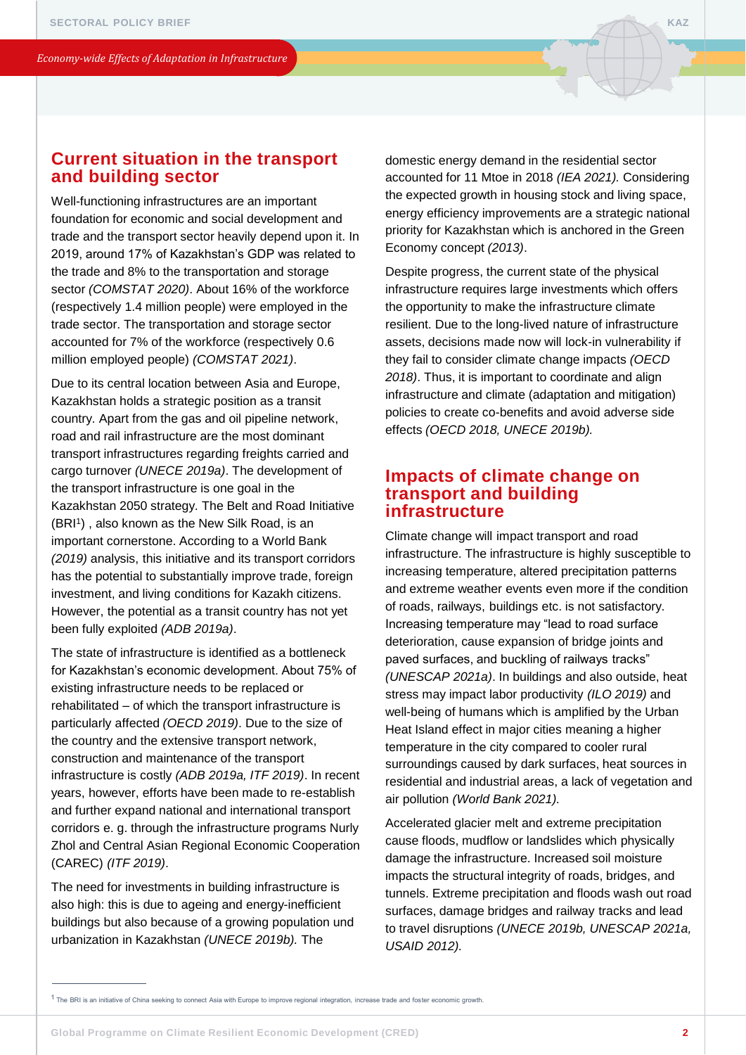## Current situation in the transport and building sector

Well-functioning infrastructures are an important foundation for economic and social development and trade and the transport sector heavily depend upon it. In 2019, around 17% of Kazakhstan's GDP was related to the trade and 8% to the transportation and storage sector *(COMSTAT 2020)*. About 16% of the workforce (respectively 1.4 million people) were employed in the trade sector. The transportation and storage sector accounted for 7% of the workforce (respectively 0.6 million employed people) *(COMSTAT 2021)*.

Due to its central location between Asia and Europe, Kazakhstan holds a strategic position as a transit country. Apart from the gas and oil pipeline network, road and rail infrastructure are the most dominant transport infrastructures regarding freights carried and cargo turnover *(UNECE 2019a)*. The development of the transport infrastructure is one goal in the Kazakhstan 2050 strategy. The Belt and Road Initiative (BRI[1]) , also known as the New Silk Road, is an important cornerstone. According to a World Bank *(2019)* analysis, this initiative and its transport corridors has the potential to substantially improve trade, foreign investment, and living conditions for Kazakh citizens. However, the potential as a transit country has not yet been fully exploited *(ADB 2019a)*.

The state of infrastructure is identified as a bottleneck for Kazakhstan's economic development. About 75% of existing infrastructure needs to be replaced or rehabilitated – of which the transport infrastructure is particularly affected *(OECD 2019)*. Due to the size of the country and the extensive transport network, construction and maintenance of the transport infrastructure is costly *(ADB 2019a, ITF 2019)*. In recent years, however, efforts have been made to re-establish and further expand national and international transport corridors e. g. through the infrastructure programs Nurly Zhol and Central Asian Regional Economic Cooperation (CAREC) *(ITF 2019)*.

The need for investments in building infrastructure is also high: this is due to ageing and energy-inefficient buildings but also because of a growing population und urbanization in Kazakhstan *(UNECE 2019b).* The domestic energy demand in the residential sector accounted for 11 Mtoe in 2018 *(IEA 2021).* Considering the expected growth in housing stock and living space, energy efficiency improvements are a strategic national priority for Kazakhstan which is anchored in the Green Economy concept *(2013)*.

Despite progress, the current state of the physical infrastructure requires large investments which offers the opportunity to make the infrastructure climate resilient. Due to the long-lived nature of infrastructure assets, decisions made now will lock-in vulnerability if they fail to consider climate change impacts *(OECD 2018)*. Thus, it is important to coordinate and align infrastructure and climate (adaptation and mitigation) policies to create co-benefits and avoid adverse side effects *(OECD 2018, UNECE 2019b).*

## Impacts of climate change on transport and building infrastructure

Climate change will impact transport and road infrastructure. The infrastructure is highly susceptible to increasing temperature, altered precipitation patterns and extreme weather events even more if the condition of roads, railways, buildings etc. is not satisfactory. Increasing temperature may "lead to road surface deterioration, cause expansion of bridge joints and paved surfaces, and buckling of railways tracks" *(UNESCAP 2021a)*. In buildings and also outside, heat stress may impact labor productivity *(ILO 2019)* and well-being of humans which is amplified by the Urban Heat Island effect in major cities meaning a higher temperature in the city compared to cooler rural surroundings caused by dark surfaces, heat sources in residential and industrial areas, a lack of vegetation and air pollution *(World Bank 2021).*

Accelerated glacier melt and extreme precipitation cause floods, mudflow or landslides which physically damage the infrastructure. Increased soil moisture impacts the structural integrity of roads, bridges, and tunnels. Extreme precipitation and floods wash out road surfaces, damage bridges and railway tracks and lead to travel disruptions *(UNECE 2019b, UNESCAP 2021a, USAID 2012).*

---

[1] The BRI is an initiative of China seeking to connect Asia with Europe to improve regional integration, increase trade and foster economic growth.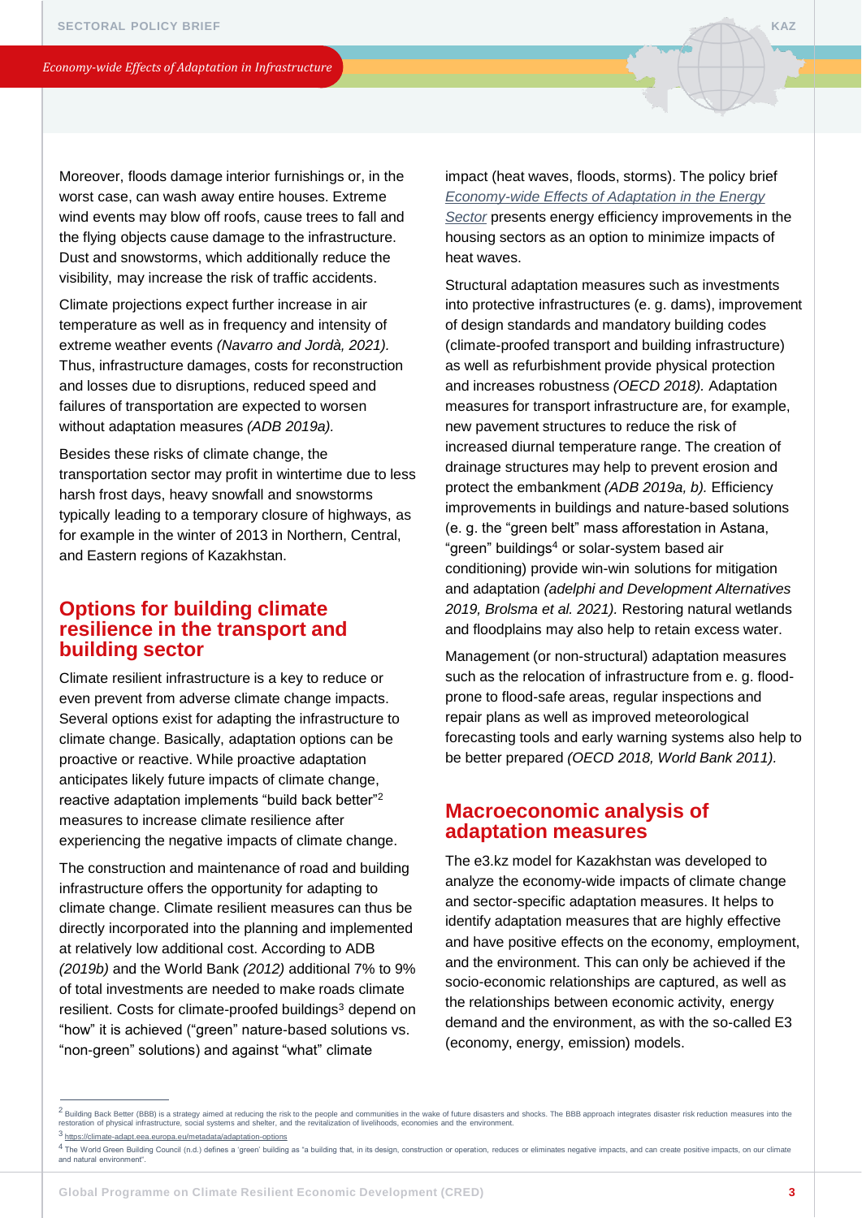Moreover, floods damage interior furnishings or, in the worst case, can wash away entire houses. Extreme wind events may blow off roofs, cause trees to fall and the flying objects cause damage to the infrastructure. Dust and snowstorms, which additionally reduce the visibility, may increase the risk of traffic accidents.

Climate projections expect further increase in air temperature as well as in frequency and intensity of extreme weather events *(Navarro and Jordà, 2021)*. Thus, infrastructure damages, costs for reconstruction and losses due to disruptions, reduced speed and failures of transportation are expected to worsen without adaptation measures *(ADB 2019a)*.

Besides these risks of climate change, the transportation sector may profit in wintertime due to less harsh frost days, heavy snowfall and snowstorms typically leading to a temporary closure of highways, as for example in the winter of 2013 in Northern, Central, and Eastern regions of Kazakhstan.

## Options for building climate resilience in the transport and building sector

Climate resilient infrastructure is a key to reduce or even prevent from adverse climate change impacts. Several options exist for adapting the infrastructure to climate change. Basically, adaptation options can be proactive or reactive. While proactive adaptation anticipates likely future impacts of climate change, reactive adaptation implements "build back better"[2] measures to increase climate resilience after experiencing the negative impacts of climate change.

The construction and maintenance of road and building infrastructure offers the opportunity for adapting to climate change. Climate resilient measures can thus be directly incorporated into the planning and implemented at relatively low additional cost. According to ADB *(2019b)* and the World Bank *(2012)* additional 7% to 9% of total investments are needed to make roads climate resilient. Costs for climate-proofed buildings[3] depend on "how" it is achieved ("green" nature-based solutions vs. "non-green" solutions) and against "what" climate impact (heat waves, floods, storms). The policy brief [Economy-wide Effects of Adaptation in the Energy Sector] presents energy efficiency improvements in the housing sectors as an option to minimize impacts of heat waves.

Structural adaptation measures such as investments into protective infrastructures (e. g. dams), improvement of design standards and mandatory building codes (climate-proofed transport and building infrastructure) as well as refurbishment provide physical protection and increases robustness *(OECD 2018)*. Adaptation measures for transport infrastructure are, for example, new pavement structures to reduce the risk of increased diurnal temperature range. The creation of drainage structures may help to prevent erosion and protect the embankment *(ADB 2019a, b)*. Efficiency improvements in buildings and nature-based solutions (e. g. the "green belt" mass afforestation in Astana, "green" buildings[4] or solar-system based air conditioning) provide win-win solutions for mitigation and adaptation *(adelphi and Development Alternatives 2019, Brolsma et al. 2021)*. Restoring natural wetlands and floodplains may also help to retain excess water.

Management (or non-structural) adaptation measures such as the relocation of infrastructure from e. g. flood-prone to flood-safe areas, regular inspections and repair plans as well as improved meteorological forecasting tools and early warning systems also help to be better prepared *(OECD 2018, World Bank 2011)*.

## Macroeconomic analysis of adaptation measures

The e3.kz model for Kazakhstan was developed to analyze the economy-wide impacts of climate change and sector-specific adaptation measures. It helps to identify adaptation measures that are highly effective and have positive effects on the economy, employment, and the environment. This can only be achieved if the socio-economic relationships are captured, as well as the relationships between economic activity, energy demand and the environment, as with the so-called E3 (economy, energy, emission) models.

---

[2] Building Back Better (BBB) is a strategy aimed at reducing the risk to the people and communities in the wake of future disasters and shocks. The BBB approach integrates disaster risk reduction measures into the restoration of physical infrastructure, social systems and shelter, and the revitalization of livelihoods, economies and the environment.

[3] https://climate-adapt.eea.europa.eu/metadata/adaptation-options

[4] The World Green Building Council (n.d.) defines a 'green' building as "a building that, in its design, construction or operation, reduces or eliminates negative impacts, and can create positive impacts, on our climate and natural environment".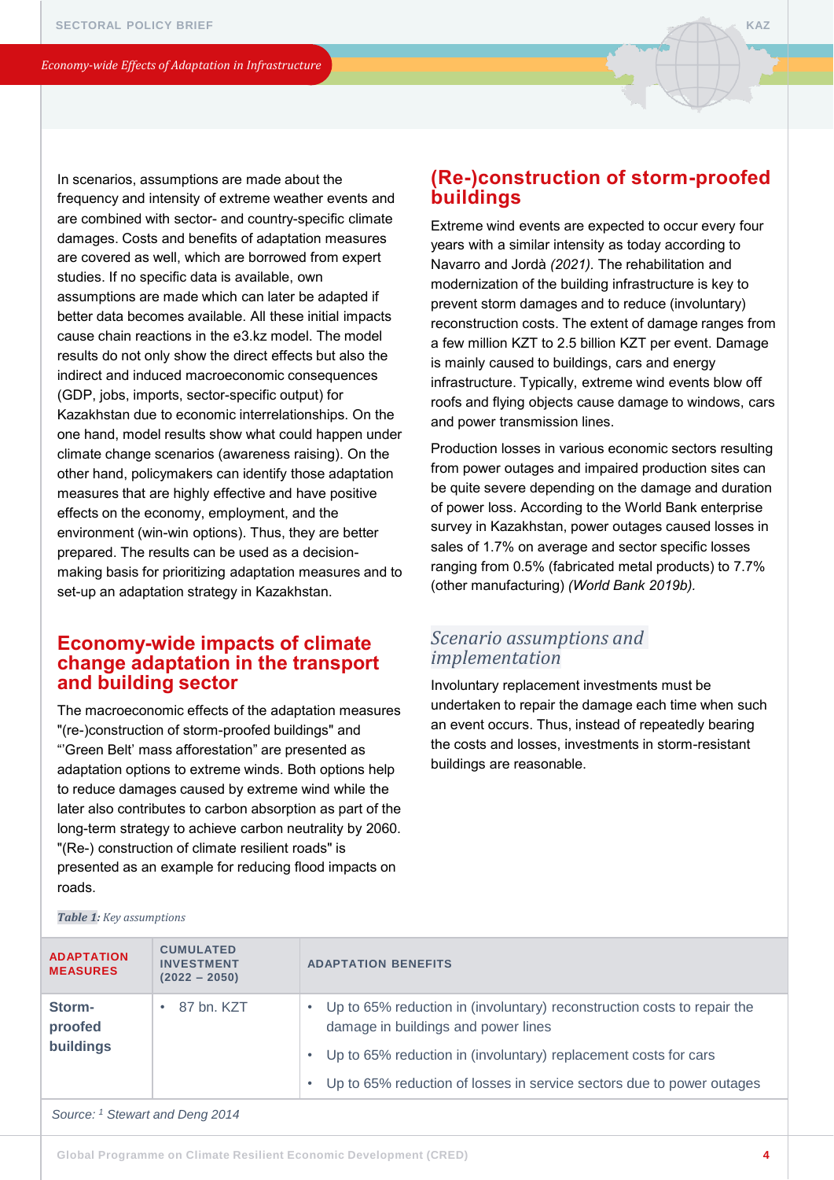In scenarios, assumptions are made about the frequency and intensity of extreme weather events and are combined with sector- and country-specific climate damages. Costs and benefits of adaptation measures are covered as well, which are borrowed from expert studies. If no specific data is available, own assumptions are made which can later be adapted if better data becomes available. All these initial impacts cause chain reactions in the e3.kz model. The model results do not only show the direct effects but also the indirect and induced macroeconomic consequences (GDP, jobs, imports, sector-specific output) for Kazakhstan due to economic interrelationships. On the one hand, model results show what could happen under climate change scenarios (awareness raising). On the other hand, policymakers can identify those adaptation measures that are highly effective and have positive effects on the economy, employment, and the environment (win-win options). Thus, they are better prepared. The results can be used as a decision-making basis for prioritizing adaptation measures and to set-up an adaptation strategy in Kazakhstan.

## Economy-wide impacts of climate change adaptation in the transport and building sector

The macroeconomic effects of the adaptation measures "(re-)construction of storm-proofed buildings" and "'Green Belt' mass afforestation" are presented as adaptation options to extreme winds. Both options help to reduce damages caused by extreme wind while the later also contributes to carbon absorption as part of the long-term strategy to achieve carbon neutrality by 2060. "(Re-) construction of climate resilient roads" is presented as an example for reducing flood impacts on roads.

## (Re-)construction of storm-proofed buildings

Extreme wind events are expected to occur every four years with a similar intensity as today according to Navarro and Jordà *(2021)*. The rehabilitation and modernization of the building infrastructure is key to prevent storm damages and to reduce (involuntary) reconstruction costs. The extent of damage ranges from a few million KZT to 2.5 billion KZT per event. Damage is mainly caused to buildings, cars and energy infrastructure. Typically, extreme wind events blow off roofs and flying objects cause damage to windows, cars and power transmission lines.

Production losses in various economic sectors resulting from power outages and impaired production sites can be quite severe depending on the damage and duration of power loss. According to the World Bank enterprise survey in Kazakhstan, power outages caused losses in sales of 1.7% on average and sector specific losses ranging from 0.5% (fabricated metal products) to 7.7% (other manufacturing) *(World Bank 2019b)*.

### *Scenario assumptions and implementation*

Involuntary replacement investments must be undertaken to repair the damage each time when such an event occurs. Thus, instead of repeatedly bearing the costs and losses, investments in storm-resistant buildings are reasonable.

***Table 1****: Key assumptions*

| ADAPTATION MEASURES | CUMULATED INVESTMENT (2022 – 2050) | ADAPTATION BENEFITS |
|---|---|---|
| **Storm-proofed buildings** | • 87 bn. KZT | • Up to 65% reduction in (involuntary) reconstruction costs to repair the damage in buildings and power lines<br>• Up to 65% reduction in (involuntary) replacement costs for cars<br>• Up to 65% reduction of losses in service sectors due to power outages |

*Source: [1] Stewart and Deng 2014*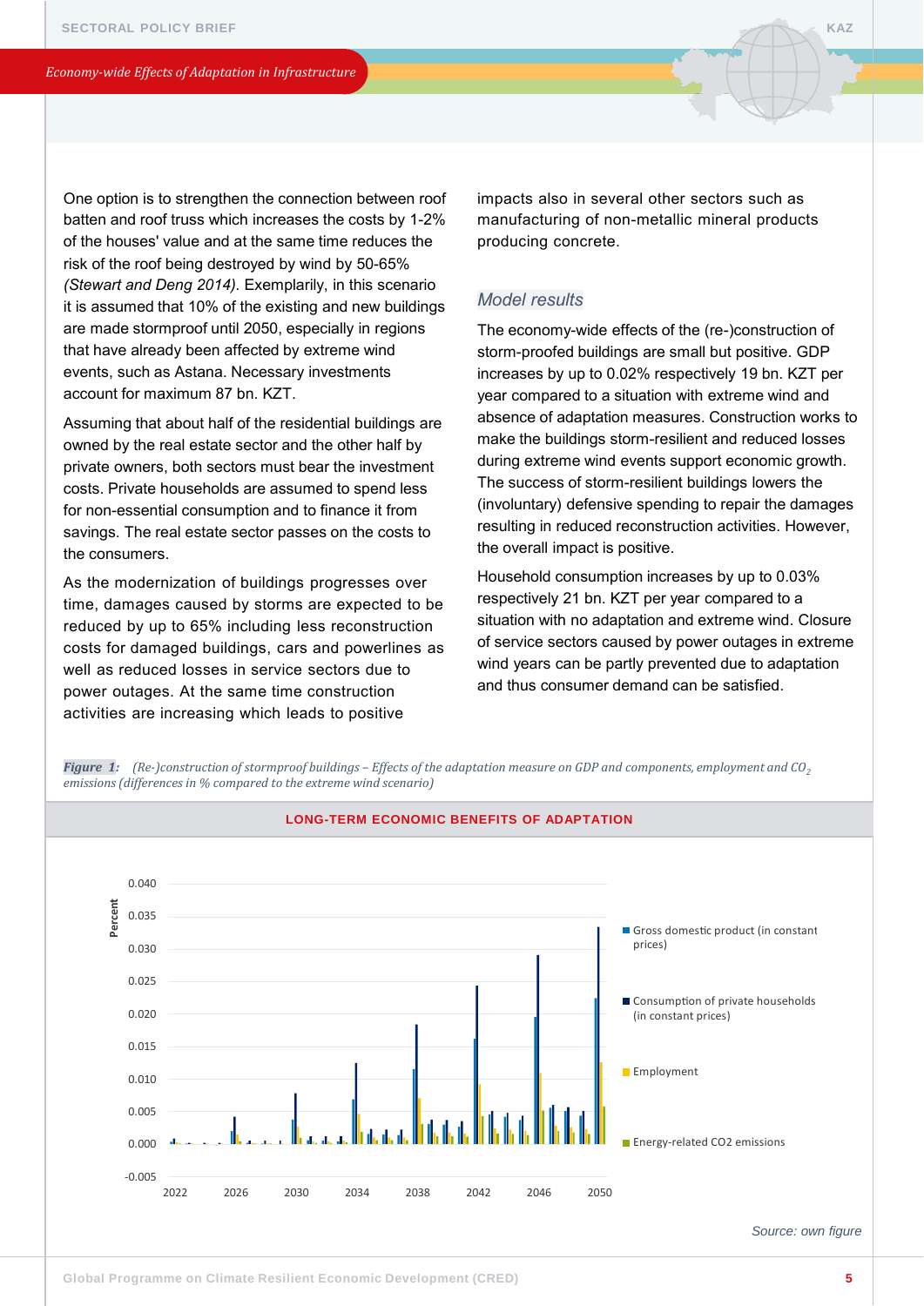One option is to strengthen the connection between roof batten and roof truss which increases the costs by 1-2% of the houses' value and at the same time reduces the risk of the roof being destroyed by wind by 50-65% *(Stewart and Deng 2014)*. Exemplarily, in this scenario it is assumed that 10% of the existing and new buildings are made stormproof until 2050, especially in regions that have already been affected by extreme wind events, such as Astana. Necessary investments account for maximum 87 bn. KZT.

Assuming that about half of the residential buildings are owned by the real estate sector and the other half by private owners, both sectors must bear the investment costs. Private households are assumed to spend less for non-essential consumption and to finance it from savings. The real estate sector passes on the costs to the consumers.

As the modernization of buildings progresses over time, damages caused by storms are expected to be reduced by up to 65% including less reconstruction costs for damaged buildings, cars and powerlines as well as reduced losses in service sectors due to power outages. At the same time construction activities are increasing which leads to positive impacts also in several other sectors such as manufacturing of non-metallic mineral products producing concrete.

## *Model results*

The economy-wide effects of the (re-)construction of storm-proofed buildings are small but positive. GDP increases by up to 0.02% respectively 19 bn. KZT per year compared to a situation with extreme wind and absence of adaptation measures. Construction works to make the buildings storm-resilient and reduced losses during extreme wind events support economic growth. The success of storm-resilient buildings lowers the (involuntary) defensive spending to repair the damages resulting in reduced reconstruction activities. However, the overall impact is positive.

Household consumption increases by up to 0.03% respectively 21 bn. KZT per year compared to a situation with no adaptation and extreme wind. Closure of service sectors caused by power outages in extreme wind years can be partly prevented due to adaptation and thus consumer demand can be satisfied.

***Figure 1:*** *(Re-)construction of stormproof buildings – Effects of the adaptation measure on GDP and components, employment and $CO_2$ emissions (differences in % compared to the extreme wind scenario)*

**LONG-TERM ECONOMIC BENEFITS OF ADAPTATION**

*Source: own figure*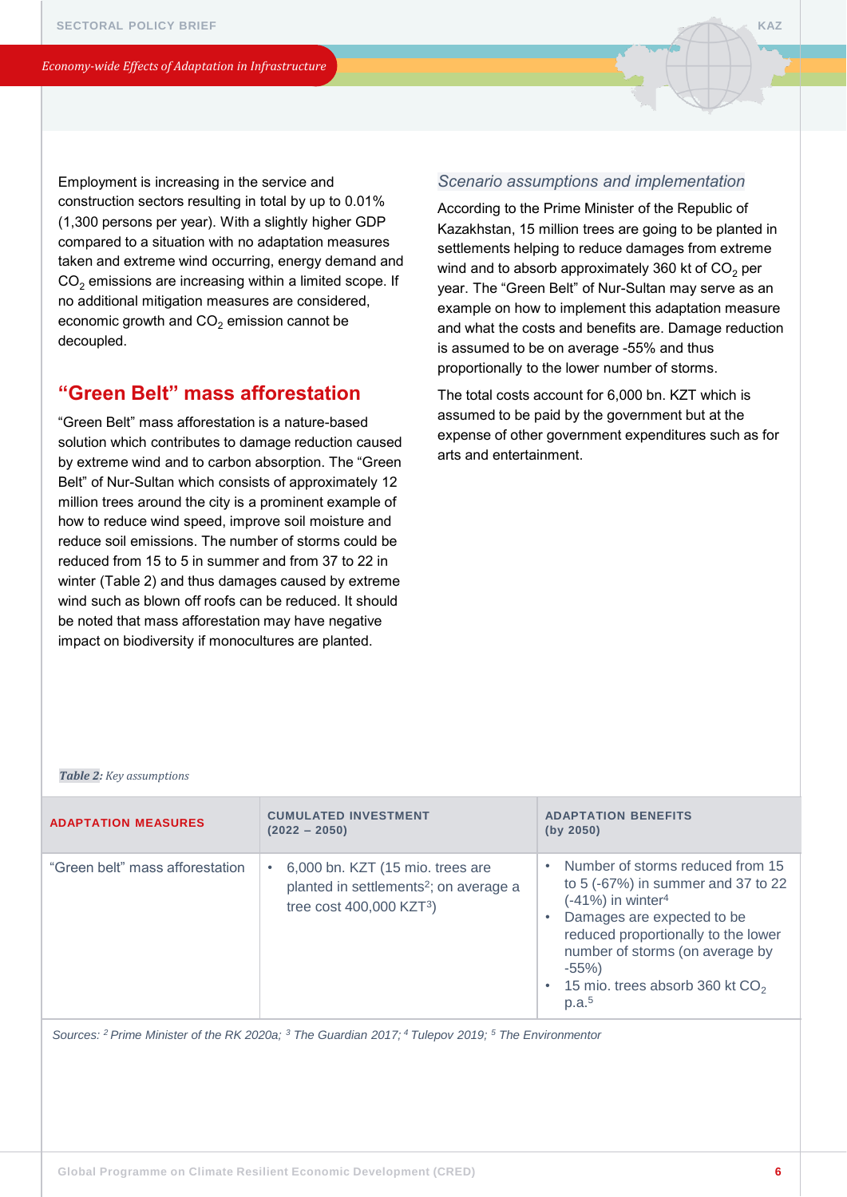Employment is increasing in the service and construction sectors resulting in total by up to 0.01% (1,300 persons per year). With a slightly higher GDP compared to a situation with no adaptation measures taken and extreme wind occurring, energy demand and $CO_2$ emissions are increasing within a limited scope. If no additional mitigation measures are considered, economic growth and $CO_2$ emission cannot be decoupled.

## "Green Belt" mass afforestation

"Green Belt" mass afforestation is a nature-based solution which contributes to damage reduction caused by extreme wind and to carbon absorption. The "Green Belt" of Nur-Sultan which consists of approximately 12 million trees around the city is a prominent example of how to reduce wind speed, improve soil moisture and reduce soil emissions. The number of storms could be reduced from 15 to 5 in summer and from 37 to 22 in winter (Table 2) and thus damages caused by extreme wind such as blown off roofs can be reduced. It should be noted that mass afforestation may have negative impact on biodiversity if monocultures are planted.

### *Scenario assumptions and implementation*

According to the Prime Minister of the Republic of Kazakhstan, 15 million trees are going to be planted in settlements helping to reduce damages from extreme wind and to absorb approximately 360 kt of $CO_2$ per year. The "Green Belt" of Nur-Sultan may serve as an example on how to implement this adaptation measure and what the costs and benefits are. Damage reduction is assumed to be on average -55% and thus proportionally to the lower number of storms.

The total costs account for 6,000 bn. KZT which is assumed to be paid by the government but at the expense of other government expenditures such as for arts and entertainment.

***Table 2:*** *Key assumptions*

| ADAPTATION MEASURES | CUMULATED INVESTMENT (2022 – 2050) | ADAPTATION BENEFITS (by 2050) |
|---|---|---|
| "Green belt" mass afforestation | • 6,000 bn. KZT (15 mio. trees are planted in settlements[2]; on average a tree cost 400,000 KZT[3]) | • Number of storms reduced from 15 to 5 (-67%) in summer and 37 to 22 (-41%) in winter[4]<br>• Damages are expected to be reduced proportionally to the lower number of storms (on average by -55%)<br>• 15 mio. trees absorb 360 kt $CO_2$ p.a.[5] |

*Sources: [2] Prime Minister of the RK 2020a; [3] The Guardian 2017; [4] Tulepov 2019; [5] The Environmentor*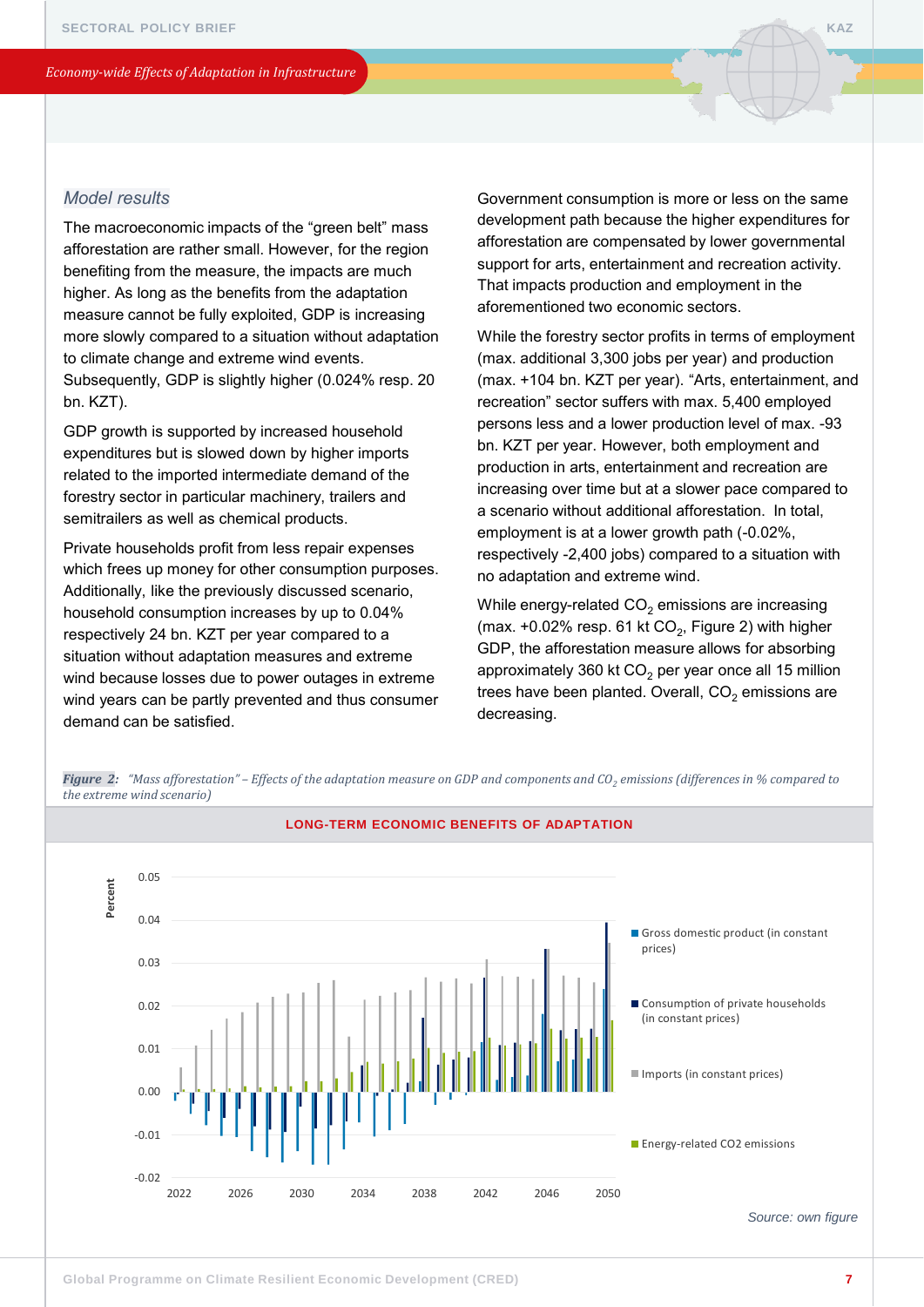## Model results

The macroeconomic impacts of the “green belt” mass afforestation are rather small. However, for the region benefiting from the measure, the impacts are much higher. As long as the benefits from the adaptation measure cannot be fully exploited, GDP is increasing more slowly compared to a situation without adaptation to climate change and extreme wind events. Subsequently, GDP is slightly higher (0.024% resp. 20 bn. KZT).

GDP growth is supported by increased household expenditures but is slowed down by higher imports related to the imported intermediate demand of the forestry sector in particular machinery, trailers and semitrailers as well as chemical products.

Private households profit from less repair expenses which frees up money for other consumption purposes. Additionally, like the previously discussed scenario, household consumption increases by up to 0.04% respectively 24 bn. KZT per year compared to a situation without adaptation measures and extreme wind because losses due to power outages in extreme wind years can be partly prevented and thus consumer demand can be satisfied.

Government consumption is more or less on the same development path because the higher expenditures for afforestation are compensated by lower governmental support for arts, entertainment and recreation activity. That impacts production and employment in the aforementioned two economic sectors.

While the forestry sector profits in terms of employment (max. additional 3,300 jobs per year) and production (max. +104 bn. KZT per year). “Arts, entertainment, and recreation” sector suffers with max. 5,400 employed persons less and a lower production level of max. -93 bn. KZT per year. However, both employment and production in arts, entertainment and recreation are increasing over time but at a slower pace compared to a scenario without additional afforestation. In total, employment is at a lower growth path (-0.02%, respectively -2,400 jobs) compared to a situation with no adaptation and extreme wind.

While energy-related $CO_2$ emissions are increasing (max. +0.02% resp. 61 kt $CO_2$, Figure 2) with higher GDP, the afforestation measure allows for absorbing approximately 360 kt $CO_2$ per year once all 15 million trees have been planted. Overall, $CO_2$ emissions are decreasing.

*Figure 2: “Mass afforestation” – Effects of the adaptation measure on GDP and components and $CO_2$ emissions (differences in % compared to the extreme wind scenario)*

**LONG-TERM ECONOMIC BENEFITS OF ADAPTATION**

*Source: own figure*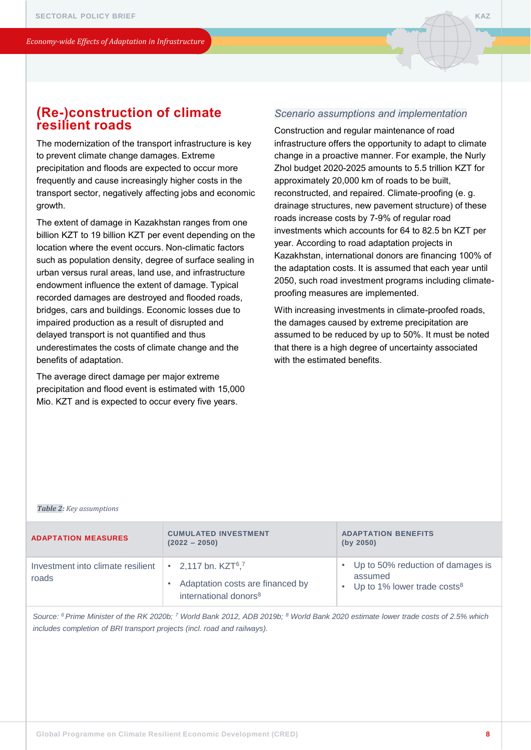## (Re-)construction of climate resilient roads

The modernization of the transport infrastructure is key to prevent climate change damages. Extreme precipitation and floods are expected to occur more frequently and cause increasingly higher costs in the transport sector, negatively affecting jobs and economic growth.

The extent of damage in Kazakhstan ranges from one billion KZT to 19 billion KZT per event depending on the location where the event occurs. Non-climatic factors such as population density, degree of surface sealing in urban versus rural areas, land use, and infrastructure endowment influence the extent of damage. Typical recorded damages are destroyed and flooded roads, bridges, cars and buildings. Economic losses due to impaired production as a result of disrupted and delayed transport is not quantified and thus underestimates the costs of climate change and the benefits of adaptation.

The average direct damage per major extreme precipitation and flood event is estimated with 15,000 Mio. KZT and is expected to occur every five years.

### *Scenario assumptions and implementation*

Construction and regular maintenance of road infrastructure offers the opportunity to adapt to climate change in a proactive manner. For example, the Nurly Zhol budget 2020-2025 amounts to 5.5 trillion KZT for approximately 20,000 km of roads to be built, reconstructed, and repaired. Climate-proofing (e. g. drainage structures, new pavement structure) of these roads increase costs by 7-9% of regular road investments which accounts for 64 to 82.5 bn KZT per year. According to road adaptation projects in Kazakhstan, international donors are financing 100% of the adaptation costs. It is assumed that each year until 2050, such road investment programs including climate-proofing measures are implemented.

With increasing investments in climate-proofed roads, the damages caused by extreme precipitation are assumed to be reduced by up to 50%. It must be noted that there is a high degree of uncertainty associated with the estimated benefits.

***Table 2:*** *Key assumptions*

| ADAPTATION MEASURES | CUMULATED INVESTMENT (2022 – 2050) | ADAPTATION BENEFITS (by 2050) |
|---|---|---|
| Investment into climate resilient roads | • 2,117 bn. KZT[6,7]<br>• Adaptation costs are financed by international donors[8] | • Up to 50% reduction of damages is assumed<br>• Up to 1% lower trade costs[8] |

*Source: [6] Prime Minister of the RK 2020b; [7] World Bank 2012, ADB 2019b; [8] World Bank 2020 estimate lower trade costs of 2.5% which includes completion of BRI transport projects (incl. road and railways).*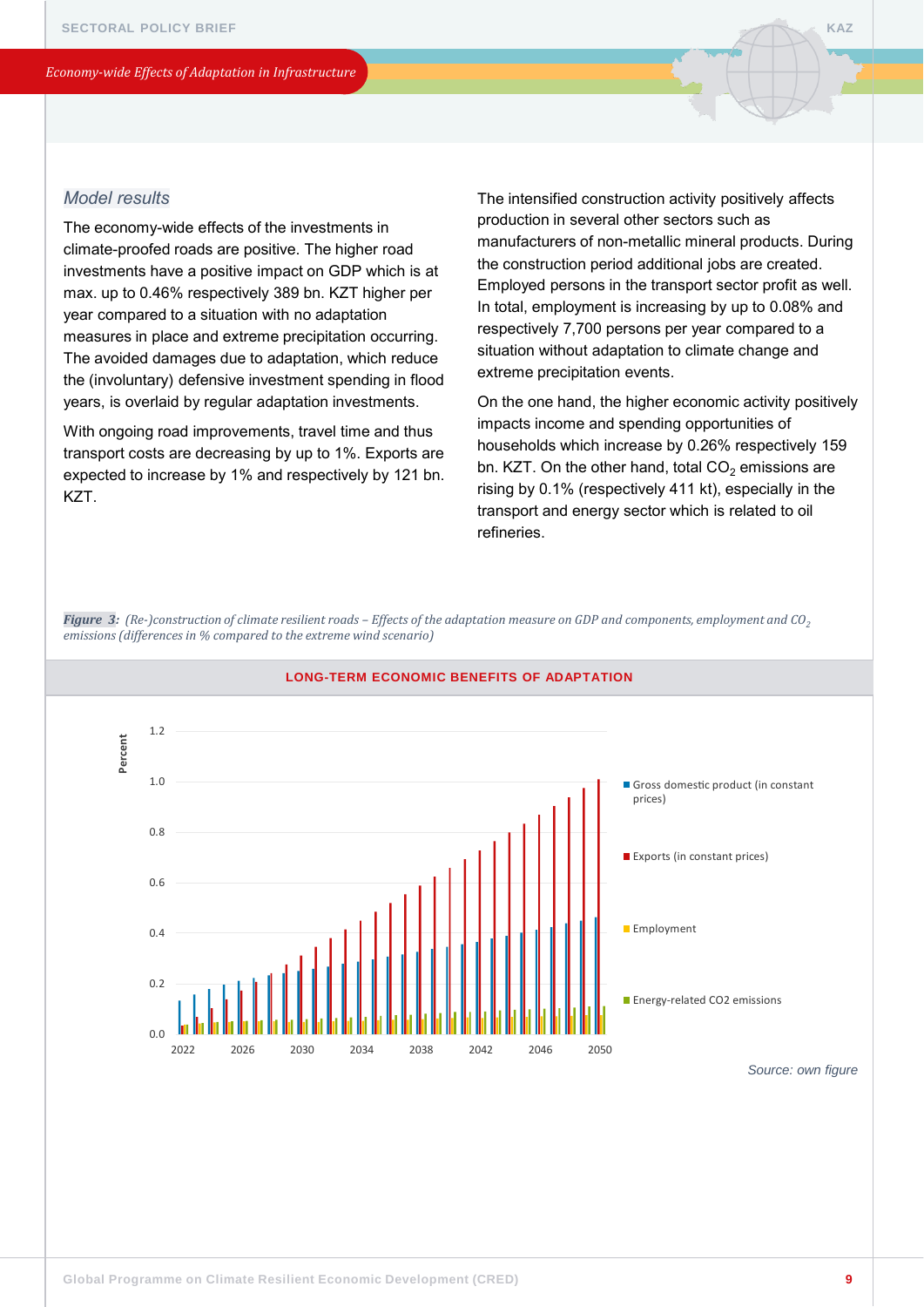## Model results

The economy-wide effects of the investments in climate-proofed roads are positive. The higher road investments have a positive impact on GDP which is at max. up to 0.46% respectively 389 bn. KZT higher per year compared to a situation with no adaptation measures in place and extreme precipitation occurring. The avoided damages due to adaptation, which reduce the (involuntary) defensive investment spending in flood years, is overlaid by regular adaptation investments.

With ongoing road improvements, travel time and thus transport costs are decreasing by up to 1%. Exports are expected to increase by 1% and respectively by 121 bn. KZT.

The intensified construction activity positively affects production in several other sectors such as manufacturers of non-metallic mineral products. During the construction period additional jobs are created. Employed persons in the transport sector profit as well. In total, employment is increasing by up to 0.08% and respectively 7,700 persons per year compared to a situation without adaptation to climate change and extreme precipitation events.

On the one hand, the higher economic activity positively impacts income and spending opportunities of households which increase by 0.26% respectively 159 bn. KZT. On the other hand, total $CO_2$ emissions are rising by 0.1% (respectively 411 kt), especially in the transport and energy sector which is related to oil refineries.

*Figure 3: (Re-)construction of climate resilient roads – Effects of the adaptation measure on GDP and components, employment and $CO_2$ emissions (differences in % compared to the extreme wind scenario)*

**LONG-TERM ECONOMIC BENEFITS OF ADAPTATION**

*Source: own figure*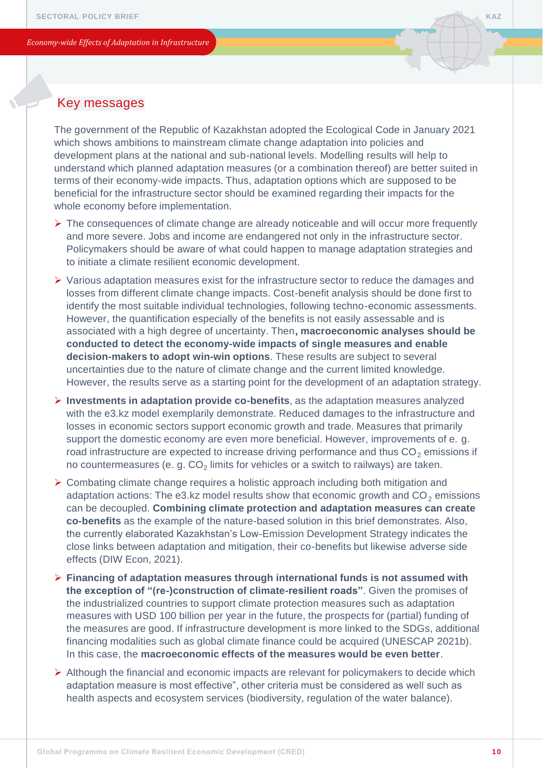## Key messages

The government of the Republic of Kazakhstan adopted the Ecological Code in January 2021 which shows ambitions to mainstream climate change adaptation into policies and development plans at the national and sub-national levels. Modelling results will help to understand which planned adaptation measures (or a combination thereof) are better suited in terms of their economy-wide impacts. Thus, adaptation options which are supposed to be beneficial for the infrastructure sector should be examined regarding their impacts for the whole economy before implementation.

- The consequences of climate change are already noticeable and will occur more frequently and more severe. Jobs and income are endangered not only in the infrastructure sector. Policymakers should be aware of what could happen to manage adaptation strategies and to initiate a climate resilient economic development.
- Various adaptation measures exist for the infrastructure sector to reduce the damages and losses from different climate change impacts. Cost-benefit analysis should be done first to identify the most suitable individual technologies, following techno-economic assessments. However, the quantification especially of the benefits is not easily assessable and is associated with a high degree of uncertainty. Then**, macroeconomic analyses should be conducted to detect the economy-wide impacts of single measures and enable decision-makers to adopt win-win options**. These results are subject to several uncertainties due to the nature of climate change and the current limited knowledge. However, the results serve as a starting point for the development of an adaptation strategy.
- **Investments in adaptation provide co-benefits**, as the adaptation measures analyzed with the e3.kz model exemplarily demonstrate. Reduced damages to the infrastructure and losses in economic sectors support economic growth and trade. Measures that primarily support the domestic economy are even more beneficial. However, improvements of e. g. road infrastructure are expected to increase driving performance and thus $CO_2$ emissions if no countermeasures (e. g. $CO_2$ limits for vehicles or a switch to railways) are taken.
- Combating climate change requires a holistic approach including both mitigation and adaptation actions: The e3.kz model results show that economic growth and $CO_2$ emissions can be decoupled. **Combining climate protection and adaptation measures can create co-benefits** as the example of the nature-based solution in this brief demonstrates. Also, the currently elaborated Kazakhstan's Low-Emission Development Strategy indicates the close links between adaptation and mitigation, their co-benefits but likewise adverse side effects (DIW Econ, 2021).
- **Financing of adaptation measures through international funds is not assumed with the exception of "(re-)construction of climate-resilient roads"**. Given the promises of the industrialized countries to support climate protection measures such as adaptation measures with USD 100 billion per year in the future, the prospects for (partial) funding of the measures are good. If infrastructure development is more linked to the SDGs, additional financing modalities such as global climate finance could be acquired (UNESCAP 2021b). In this case, the **macroeconomic effects of the measures would be even better**.
- Although the financial and economic impacts are relevant for policymakers to decide which adaptation measure is most effective", other criteria must be considered as well such as health aspects and ecosystem services (biodiversity, regulation of the water balance).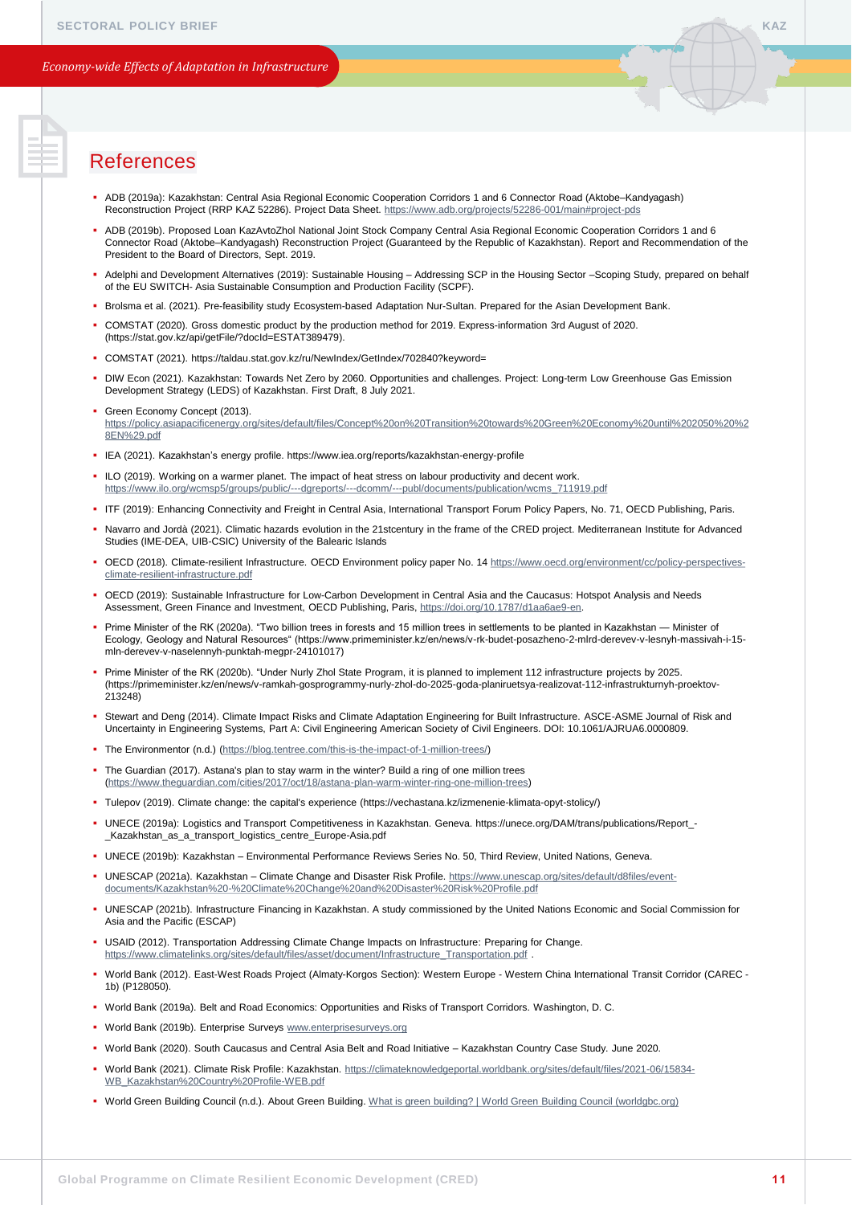# References

- ADB (2019a): Kazakhstan: Central Asia Regional Economic Cooperation Corridors 1 and 6 Connector Road (Aktobe–Kandyagash) Reconstruction Project (RRP KAZ 52286). Project Data Sheet. https://www.adb.org/projects/52286-001/main#project-pds
- ADB (2019b). Proposed Loan KazAvtoZhol National Joint Stock Company Central Asia Regional Economic Cooperation Corridors 1 and 6 Connector Road (Aktobe–Kandyagash) Reconstruction Project (Guaranteed by the Republic of Kazakhstan). Report and Recommendation of the President to the Board of Directors, Sept. 2019.
- Adelphi and Development Alternatives (2019): Sustainable Housing – Addressing SCP in the Housing Sector –Scoping Study, prepared on behalf of the EU SWITCH- Asia Sustainable Consumption and Production Facility (SCPF).
- Brolsma et al. (2021). Pre-feasibility study Ecosystem-based Adaptation Nur-Sultan. Prepared for the Asian Development Bank.
- COMSTAT (2020). Gross domestic product by the production method for 2019. Express-information 3rd August of 2020. (https://stat.gov.kz/api/getFile/?docId=ESTAT389479).
- COMSTAT (2021). https://taldau.stat.gov.kz/ru/NewIndex/GetIndex/702840?keyword=
- DIW Econ (2021). Kazakhstan: Towards Net Zero by 2060. Opportunities and challenges. Project: Long-term Low Greenhouse Gas Emission Development Strategy (LEDS) of Kazakhstan. First Draft, 8 July 2021.
- Green Economy Concept (2013). https://policy.asiapacificenergy.org/sites/default/files/Concept%20on%20Transition%20towards%20Green%20Economy%20until%202050%20%28EN%29.pdf
- IEA (2021). Kazakhstan's energy profile. https://www.iea.org/reports/kazakhstan-energy-profile
- ILO (2019). Working on a warmer planet. The impact of heat stress on labour productivity and decent work. https://www.ilo.org/wcmsp5/groups/public/---dgreports/---dcomm/---publ/documents/publication/wcms_711919.pdf
- ITF (2019): Enhancing Connectivity and Freight in Central Asia, International Transport Forum Policy Papers, No. 71, OECD Publishing, Paris.
- Navarro and Jordà (2021). Climatic hazards evolution in the 21stcentury in the frame of the CRED project. Mediterranean Institute for Advanced Studies (IME-DEA, UIB-CSIC) University of the Balearic Islands
- OECD (2018). Climate-resilient Infrastructure. OECD Environment policy paper No. 14 https://www.oecd.org/environment/cc/policy-perspectives-climate-resilient-infrastructure.pdf
- OECD (2019): Sustainable Infrastructure for Low-Carbon Development in Central Asia and the Caucasus: Hotspot Analysis and Needs Assessment, Green Finance and Investment, OECD Publishing, Paris, https://doi.org/10.1787/d1aa6ae9-en.
- Prime Minister of the RK (2020a). "Two billion trees in forests and 15 million trees in settlements to be planted in Kazakhstan — Minister of Ecology, Geology and Natural Resources" (https://www.primeminister.kz/en/news/v-rk-budet-posazheno-2-mlrd-derevev-v-lesnyh-massivah-i-15-mln-derevev-v-naselennyh-punktah-megpr-24101017)
- Prime Minister of the RK (2020b). "Under Nurly Zhol State Program, it is planned to implement 112 infrastructure projects by 2025. (https://primeminister.kz/en/news/v-ramkah-gosprogrammy-nurly-zhol-do-2025-goda-planiruetsya-realizovat-112-infrastrukturnyh-proektov-213248)
- Stewart and Deng (2014). Climate Impact Risks and Climate Adaptation Engineering for Built Infrastructure. ASCE-ASME Journal of Risk and Uncertainty in Engineering Systems, Part A: Civil Engineering American Society of Civil Engineers. DOI: 10.1061/AJRUA6.0000809.
- The Environmentor (n.d.) (https://blog.tentree.com/this-is-the-impact-of-1-million-trees/)
- The Guardian (2017). Astana's plan to stay warm in the winter? Build a ring of one million trees (https://www.theguardian.com/cities/2017/oct/18/astana-plan-warm-winter-ring-one-million-trees)
- Tulepov (2019). Climate change: the capital's experience (https://vechastana.kz/izmenenie-klimata-opyt-stolicy/)
- UNECE (2019a): Logistics and Transport Competitiveness in Kazakhstan. Geneva. https://unece.org/DAM/trans/publications/Report_-_Kazakhstan_as_a_transport_logistics_centre_Europe-Asia.pdf
- UNECE (2019b): Kazakhstan – Environmental Performance Reviews Series No. 50, Third Review, United Nations, Geneva.
- UNESCAP (2021a). Kazakhstan – Climate Change and Disaster Risk Profile. https://www.unescap.org/sites/default/d8files/event-documents/Kazakhstan%20-%20Climate%20Change%20and%20Disaster%20Risk%20Profile.pdf
- UNESCAP (2021b). Infrastructure Financing in Kazakhstan. A study commissioned by the United Nations Economic and Social Commission for Asia and the Pacific (ESCAP)
- USAID (2012). Transportation Addressing Climate Change Impacts on Infrastructure: Preparing for Change. https://www.climatelinks.org/sites/default/files/asset/document/Infrastructure_Transportation.pdf .
- World Bank (2012). East-West Roads Project (Almaty-Korgos Section): Western Europe - Western China International Transit Corridor (CAREC - 1b) (P128050).
- World Bank (2019a). Belt and Road Economics: Opportunities and Risks of Transport Corridors. Washington, D. C.
- World Bank (2019b). Enterprise Surveys www.enterprisesurveys.org
- World Bank (2020). South Caucasus and Central Asia Belt and Road Initiative – Kazakhstan Country Case Study. June 2020.
- World Bank (2021). Climate Risk Profile: Kazakhstan. https://climateknowledgeportal.worldbank.org/sites/default/files/2021-06/15834-WB_Kazakhstan%20Country%20Profile-WEB.pdf
- World Green Building Council (n.d.). About Green Building. What is green building? | World Green Building Council (worldgbc.org)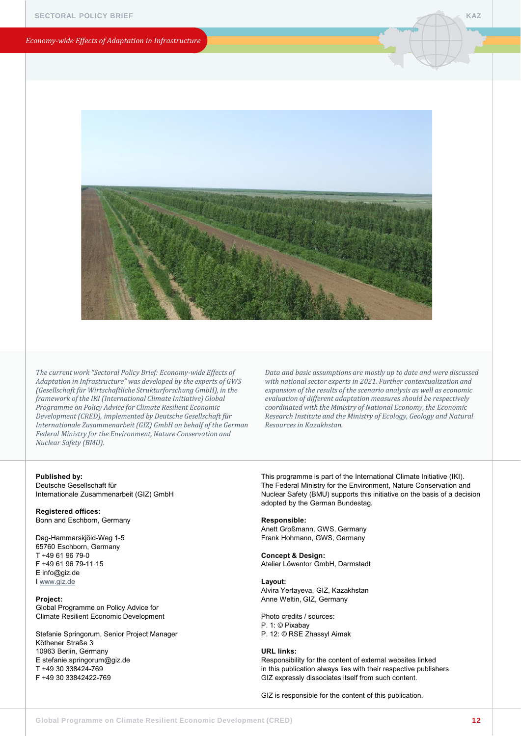*The current work "Sectoral Policy Brief: Economy-wide Effects of Adaptation in Infrastructure" was developed by the experts of GWS (Gesellschaft für Wirtschaftliche Strukturforschung GmbH), in the framework of the IKI (International Climate Initiative) Global Programme on Policy Advice for Climate Resilient Economic Development (CRED), implemented by Deutsche Gesellschaft für Internationale Zusammenarbeit (GIZ) GmbH on behalf of the German Federal Ministry for the Environment, Nature Conservation and Nuclear Safety (BMU).*

*Data and basic assumptions are mostly up to date and were discussed with national sector experts in 2021. Further contextualization and expansion of the results of the scenario analysis as well as economic evaluation of different adaptation measures should be respectively coordinated with the Ministry of National Economy, the Economic Research Institute and the Ministry of Ecology, Geology and Natural Resources in Kazakhstan.*

**Published by:**
Deutsche Gesellschaft für
Internationale Zusammenarbeit (GIZ) GmbH

**Registered offices:**
Bonn and Eschborn, Germany

Dag-Hammarskjöld-Weg 1-5
65760 Eschborn, Germany
T +49 61 96 79-0
F +49 61 96 79-11 15
E info@giz.de
I www.giz.de

**Project:**
Global Programme on Policy Advice for
Climate Resilient Economic Development

Stefanie Springorum, Senior Project Manager
Köthener Straße 3
10963 Berlin, Germany
E stefanie.springorum@giz.de
T +49 30 338424-769
F +49 30 33842422-769

This programme is part of the International Climate Initiative (IKI). The Federal Ministry for the Environment, Nature Conservation and Nuclear Safety (BMU) supports this initiative on the basis of a decision adopted by the German Bundestag.

**Responsible:**
Anett Großmann, GWS, Germany
Frank Hohmann, GWS, Germany

**Concept & Design:**
Atelier Löwentor GmbH, Darmstadt

**Layout:**
Alvira Yertayeva, GIZ, Kazakhstan
Anne Weltin, GIZ, Germany

Photo credits / sources:
P. 1: © Pixabay
P. 12: © RSE Zhassyl Aimak

**URL links:**
Responsibility for the content of external websites linked in this publication always lies with their respective publishers. GIZ expressly dissociates itself from such content.

GIZ is responsible for the content of this publication.